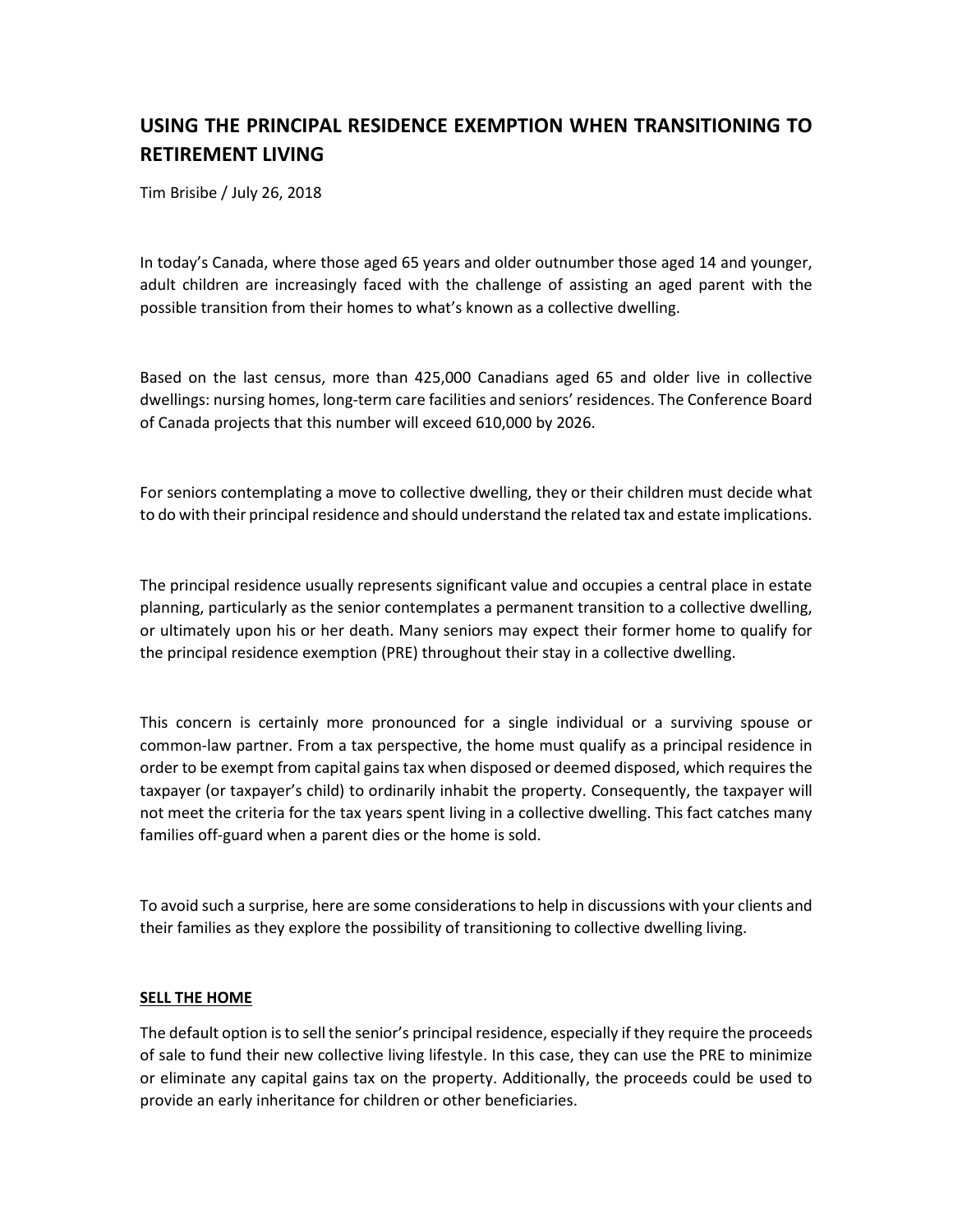# USING THE PRINCIPAL RESIDENCE EXEMPTION WHEN TRANSITIONING TO RETIREMENT LIVING

Tim Brisibe / July 26, 2018

In today's Canada, where those aged 65 years and older outnumber those aged 14 and younger, adult children are increasingly faced with the challenge of assisting an aged parent with the possible transition from their homes to what's known as a collective dwelling.

Based on the last census, more than 425,000 Canadians aged 65 and older live in collective dwellings: nursing homes, long-term care facilities and seniors' residences. The Conference Board of Canada projects that this number will exceed 610,000 by 2026.

For seniors contemplating a move to collective dwelling, they or their children must decide what to do with their principal residence and should understand the related tax and estate implications.

The principal residence usually represents significant value and occupies a central place in estate planning, particularly as the senior contemplates a permanent transition to a collective dwelling, or ultimately upon his or her death. Many seniors may expect their former home to qualify for the principal residence exemption (PRE) throughout their stay in a collective dwelling.

This concern is certainly more pronounced for a single individual or a surviving spouse or common-law partner. From a tax perspective, the home must qualify as a principal residence in order to be exempt from capital gains tax when disposed or deemed disposed, which requires the taxpayer (or taxpayer's child) to ordinarily inhabit the property. Consequently, the taxpayer will not meet the criteria for the tax years spent living in a collective dwelling. This fact catches many families off-guard when a parent dies or the home is sold.

To avoid such a surprise, here are some considerations to help in discussions with your clients and their families as they explore the possibility of transitioning to collective dwelling living.

## SELL THE HOME

The default option is to sell the senior's principal residence, especially if they require the proceeds of sale to fund their new collective living lifestyle. In this case, they can use the PRE to minimize or eliminate any capital gains tax on the property. Additionally, the proceeds could be used to provide an early inheritance for children or other beneficiaries.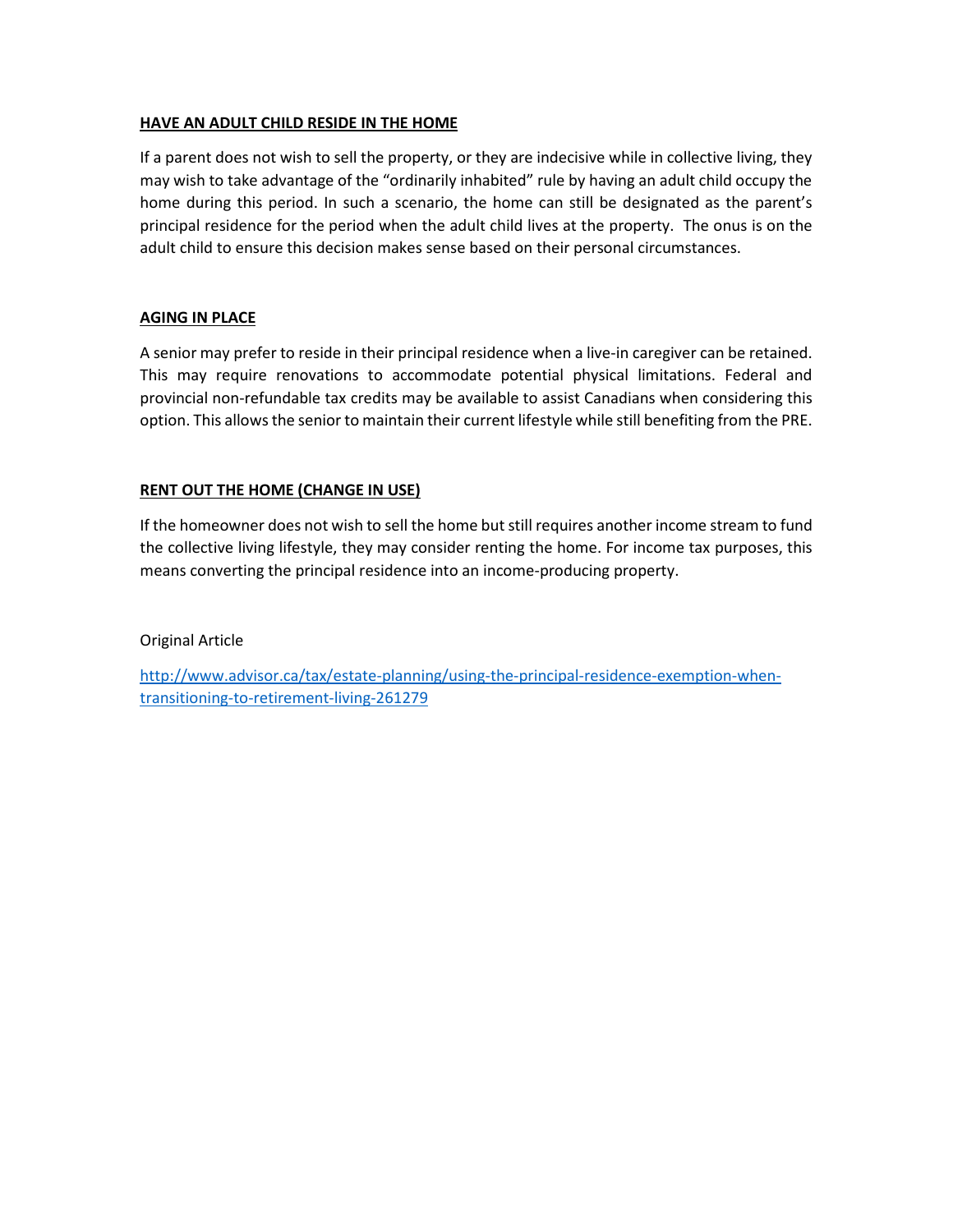## HAVE AN ADULT CHILD RESIDE IN THE HOME

If a parent does not wish to sell the property, or they are indecisive while in collective living, they may wish to take advantage of the "ordinarily inhabited" rule by having an adult child occupy the home during this period. In such a scenario, the home can still be designated as the parent's principal residence for the period when the adult child lives at the property. The onus is on the adult child to ensure this decision makes sense based on their personal circumstances.

## AGING IN PLACE

A senior may prefer to reside in their principal residence when a live-in caregiver can be retained. This may require renovations to accommodate potential physical limitations. Federal and provincial non-refundable tax credits may be available to assist Canadians when considering this option. This allows the senior to maintain their current lifestyle while still benefiting from the PRE.

## RENT OUT THE HOME (CHANGE IN USE)

If the homeowner does not wish to sell the home but still requires another income stream to fund the collective living lifestyle, they may consider renting the home. For income tax purposes, this means converting the principal residence into an income-producing property.

Original Article

[http://www.advisor.ca/tax/estate-planning/using-the-principal-residence-exemption-when-transitioning-to-retirement-living-261279](http://www.advisor.ca/tax/estate-planning/using-the-principal-residence-exemption-when-transitioning-to-retirement-living-261279)